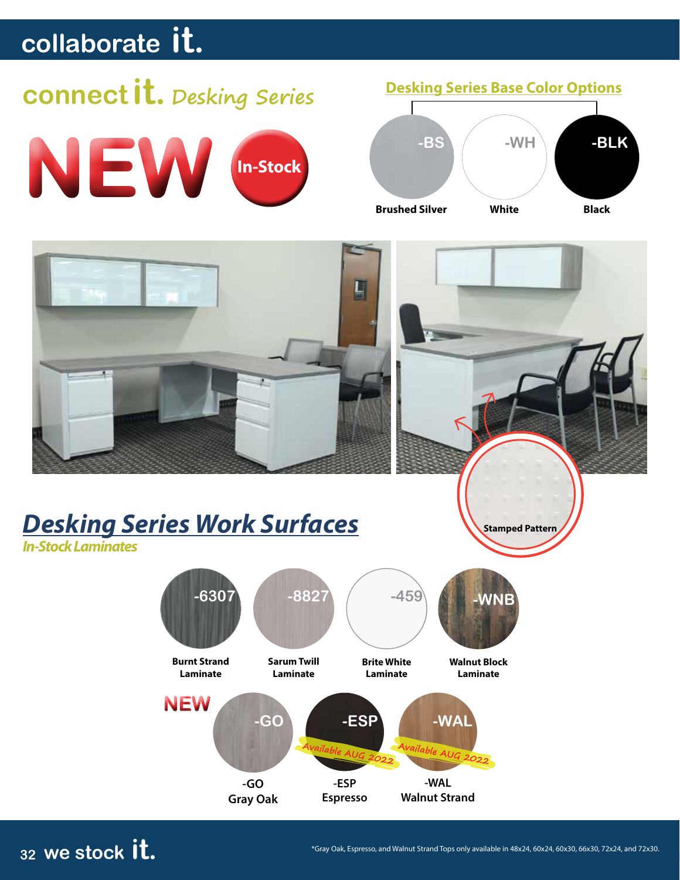# collaborate it.

## connect it. *Desking Series*

NEW In-Stock

### Desking Series Base Color Options

| -BS | -WH | -BLK |
|---|---|---|
| Brushed Silver | White | Black |

Stamped Pattern

## *Desking Series Work Surfaces*

***In-Stock Laminates***

| -6307 | -8827 | -459 | -WNB |
|---|---|---|---|
| Burnt Strand Laminate | Sarum Twill Laminate | Brite White Laminate | Walnut Block Laminate |

NEW

| -GO | -ESP | -WAL |
|---|---|---|
| | Available AUG 2022 | Available AUG 2022 |
| -GO Gray Oak | -ESP Espresso | -WAL Walnut Strand |

we stock it.

*Gray Oak, Espresso, and Walnut Strand Tops only available in 48x24, 60x24, 60x30, 66x30, 72x24, and 72x30.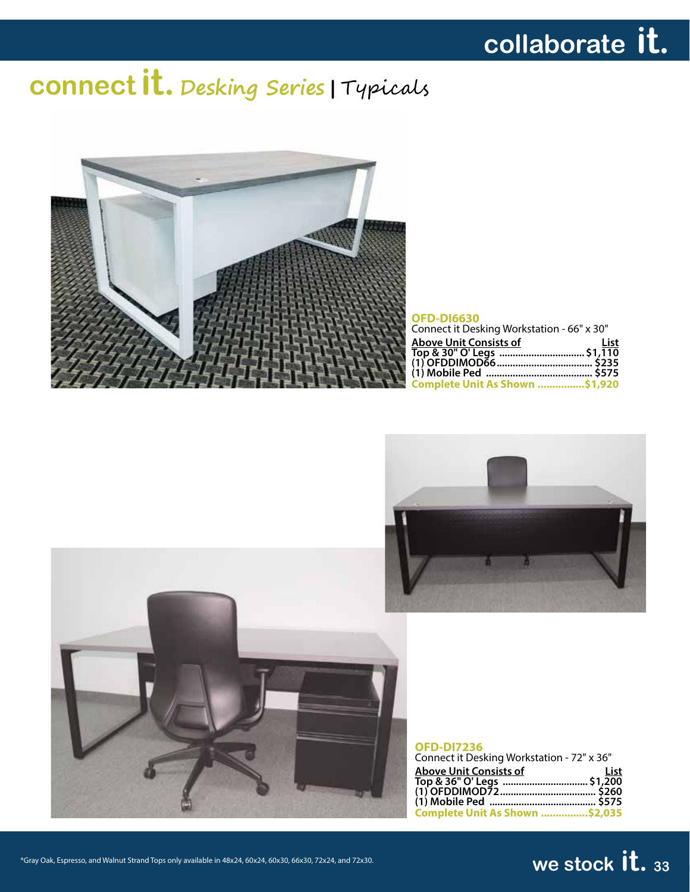# connect it. *Desking Series* | Typicals

**OFD-DI6630**
Connect it Desking Workstation - 66" x 30"

| Above Unit Consists of | List |
|---|---|
| Top & 30" O' Legs | $1,110 |
| (1) OFDDIMOD66 | $235 |
| (1) Mobile Ped | $575 |
| **Complete Unit As Shown** | **$1,920** |

**OFD-DI7236**
Connect it Desking Workstation - 72" x 36"

| Above Unit Consists of | List |
|---|---|
| Top & 36" O' Legs | $1,200 |
| (1) OFDDIMOD72 | $260 |
| (1) Mobile Ped | $575 |
| **Complete Unit As Shown** | **$2,035** |

*Gray Oak, Espresso, and Walnut Strand Tops only available in 48x24, 60x24, 60x30, 66x30, 72x24, and 72x30.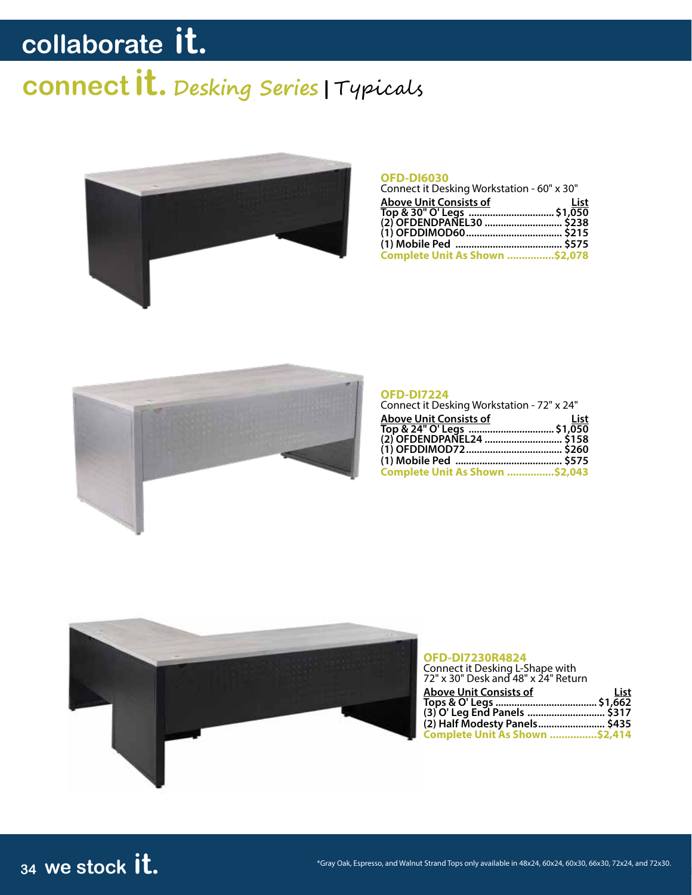# collaborate it.

## connect it. Desking Series | Typicals

**OFD-DI6030**
Connect it Desking Workstation - 60" x 30"

| Above Unit Consists of | List |
|---|---|
| Top & 30" O' Legs | $1,050 |
| (2) OFDENDPANEL30 | $238 |
| (1) OFDDIMOD60 | $215 |
| (1) Mobile Ped | $575 |
| **Complete Unit As Shown** | **$2,078** |

**OFD-DI7224**
Connect it Desking Workstation - 72" x 24"

| Above Unit Consists of | List |
|---|---|
| Top & 24" O' Legs | $1,050 |
| (2) OFDENDPANEL24 | $158 |
| (1) OFDDIMOD72 | $260 |
| (1) Mobile Ped | $575 |
| **Complete Unit As Shown** | **$2,043** |

**OFD-DI7230R4824**
Connect it Desking L-Shape with 72" x 30" Desk and 48" x 24" Return

| Above Unit Consists of | List |
|---|---|
| Tops & O' Legs | $1,662 |
| (3) O' Leg End Panels | $317 |
| (2) Half Modesty Panels | $435 |
| **Complete Unit As Shown** | **$2,414** |

we stock it.

*Gray Oak, Espresso, and Walnut Strand Tops only available in 48x24, 60x24, 60x30, 66x30, 72x24, and 72x30.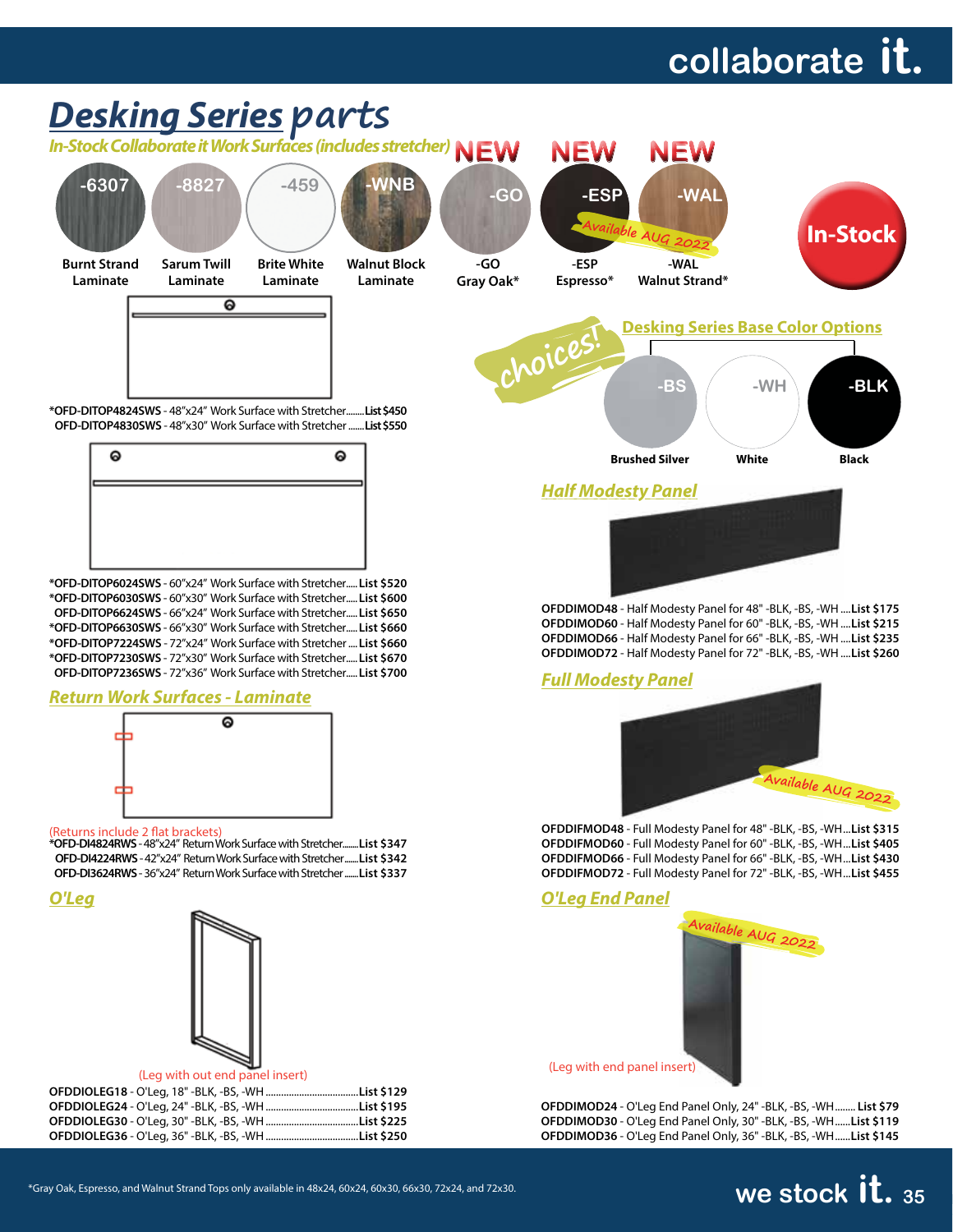# Desking Series parts

*In-Stock Collaborate it Work Surfaces (includes stretcher)*

NEW NEW NEW

-6307 Burnt Strand Laminate
-8827 Sarum Twill Laminate
-459 Brite White Laminate
-WNB Walnut Block Laminate
-GO Gray Oak*
-ESP Espresso*
-WAL Walnut Strand*

Available AUG 2022

In-Stock

*OFD-DITOP4824SWS - 48"x24" Work Surface with Stretcher.......List $450
OFD-DITOP4830SWS - 48"x30" Work Surface with Stretcher.......List $550

*OFD-DITOP6024SWS - 60"x24" Work Surface with Stretcher..... List $520
*OFD-DITOP6030SWS - 60"x30" Work Surface with Stretcher..... List $600
OFD-DITOP6624SWS - 66"x24" Work Surface with Stretcher..... List $650
*OFD-DITOP6630SWS - 66"x30" Work Surface with Stretcher..... List $660
*OFD-DITOP7224SWS - 72"x24" Work Surface with Stretcher .... List $660
*OFD-DITOP7230SWS - 72"x30" Work Surface with Stretcher..... List $670
OFD-DITOP7236SWS - 72"x36" Work Surface with Stretcher..... List $700

## Return Work Surfaces - Laminate

(Returns include 2 flat brackets)
*OFD-DI4824RWS - 48"x24" Return Work Surface with Stretcher.......List $347
OFD-DI4224RWS - 42"x24" Return Work Surface with Stretcher......List $342
OFD-DI3624RWS - 36"x24" Return Work Surface with Stretcher ......List $337

## O'Leg

(Leg with out end panel insert)

OFDDIOLEG18 - O'Leg, 18" -BLK, -BS, -WH ....................................List $129
OFDDIOLEG24 - O'Leg, 24" -BLK, -BS, -WH ....................................List $195
OFDDIOLEG30 - O'Leg, 30" -BLK, -BS, -WH ....................................List $225
OFDDIOLEG36 - O'Leg, 36" -BLK, -BS, -WH ....................................List $250

choices!

## Desking Series Base Color Options

-BS Brushed Silver
-WH White
-BLK Black

## Half Modesty Panel

OFDDIMOD48 - Half Modesty Panel for 48" -BLK, -BS, -WH ....List $175
OFDDIMOD60 - Half Modesty Panel for 60" -BLK, -BS, -WH ....List $215
OFDDIMOD66 - Half Modesty Panel for 66" -BLK, -BS, -WH ....List $235
OFDDIMOD72 - Half Modesty Panel for 72" -BLK, -BS, -WH ....List $260

## Full Modesty Panel

Available AUG 2022

OFDDIFMOD48 - Full Modesty Panel for 48" -BLK, -BS, -WH...List $315
OFDDIFMOD60 - Full Modesty Panel for 60" -BLK, -BS, -WH...List $405
OFDDIFMOD66 - Full Modesty Panel for 66" -BLK, -BS, -WH...List $430
OFDDIFMOD72 - Full Modesty Panel for 72" -BLK, -BS, -WH...List $455

## O'Leg End Panel

Available AUG 2022

(Leg with end panel insert)

OFDDIMOD24 - O'Leg End Panel Only, 24" -BLK, -BS, -WH........ List $79
OFDDIMOD30 - O'Leg End Panel Only, 30" -BLK, -BS, -WH......List $119
OFDDIMOD36 - O'Leg End Panel Only, 36" -BLK, -BS, -WH......List $145

*Gray Oak, Espresso, and Walnut Strand Tops only available in 48x24, 60x24, 60x30, 66x30, 72x24, and 72x30.